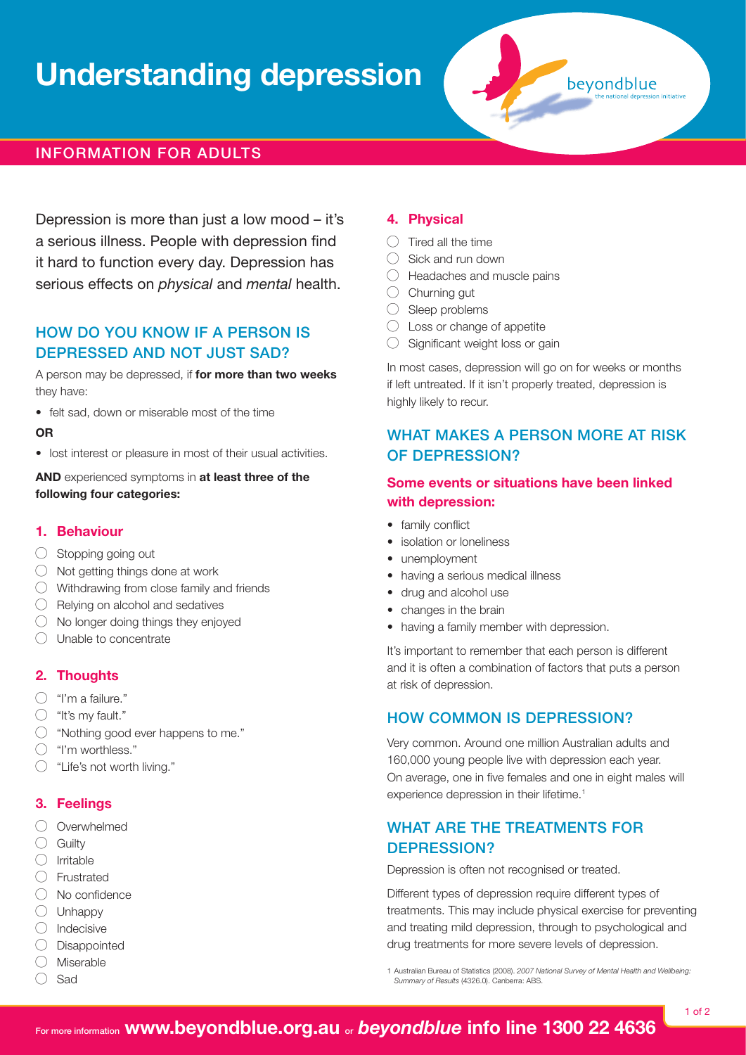# Understanding depression

beyondblue
the national depression initiative

## INFORMATION FOR ADULTS

Depression is more than just a low mood – it's a serious illness. People with depression find it hard to function every day. Depression has serious effects on *physical* and *mental* health.

## HOW DO YOU KNOW IF A PERSON IS DEPRESSED AND NOT JUST SAD?

A person may be depressed, if **for more than two weeks** they have:

- felt sad, down or miserable most of the time

**OR**

- lost interest or pleasure in most of their usual activities.

**AND** experienced symptoms in **at least three of the following four categories:**

### 1. Behaviour

- ◯ Stopping going out
- ◯ Not getting things done at work
- ◯ Withdrawing from close family and friends
- ◯ Relying on alcohol and sedatives
- ◯ No longer doing things they enjoyed
- ◯ Unable to concentrate

### 2. Thoughts

- ◯ "I'm a failure."
- ◯ "It's my fault."
- ◯ "Nothing good ever happens to me."
- ◯ "I'm worthless."
- ◯ "Life's not worth living."

### 3. Feelings

- ◯ Overwhelmed
- ◯ Guilty
- ◯ Irritable
- ◯ Frustrated
- ◯ No confidence
- ◯ Unhappy
- ◯ Indecisive
- ◯ Disappointed
- ◯ Miserable
- ◯ Sad

### 4. Physical

- ◯ Tired all the time
- ◯ Sick and run down
- ◯ Headaches and muscle pains
- ◯ Churning gut
- ◯ Sleep problems
- ◯ Loss or change of appetite
- ◯ Significant weight loss or gain

In most cases, depression will go on for weeks or months if left untreated. If it isn't properly treated, depression is highly likely to recur.

## WHAT MAKES A PERSON MORE AT RISK OF DEPRESSION?

### Some events or situations have been linked with depression:

- family conflict
- isolation or loneliness
- unemployment
- having a serious medical illness
- drug and alcohol use
- changes in the brain
- having a family member with depression.

It's important to remember that each person is different and it is often a combination of factors that puts a person at risk of depression.

## HOW COMMON IS DEPRESSION?

Very common. Around one million Australian adults and 160,000 young people live with depression each year. On average, one in five females and one in eight males will experience depression in their lifetime.[1]

## WHAT ARE THE TREATMENTS FOR DEPRESSION?

Depression is often not recognised or treated.

Different types of depression require different types of treatments. This may include physical exercise for preventing and treating mild depression, through to psychological and drug treatments for more severe levels of depression.

1 Australian Bureau of Statistics (2008). *2007 National Survey of Mental Health and Wellbeing: Summary of Results* (4326.0). Canberra: ABS.

For more information **www.beyondblue.org.au** or ***beyondblue* info line 1300 22 4636**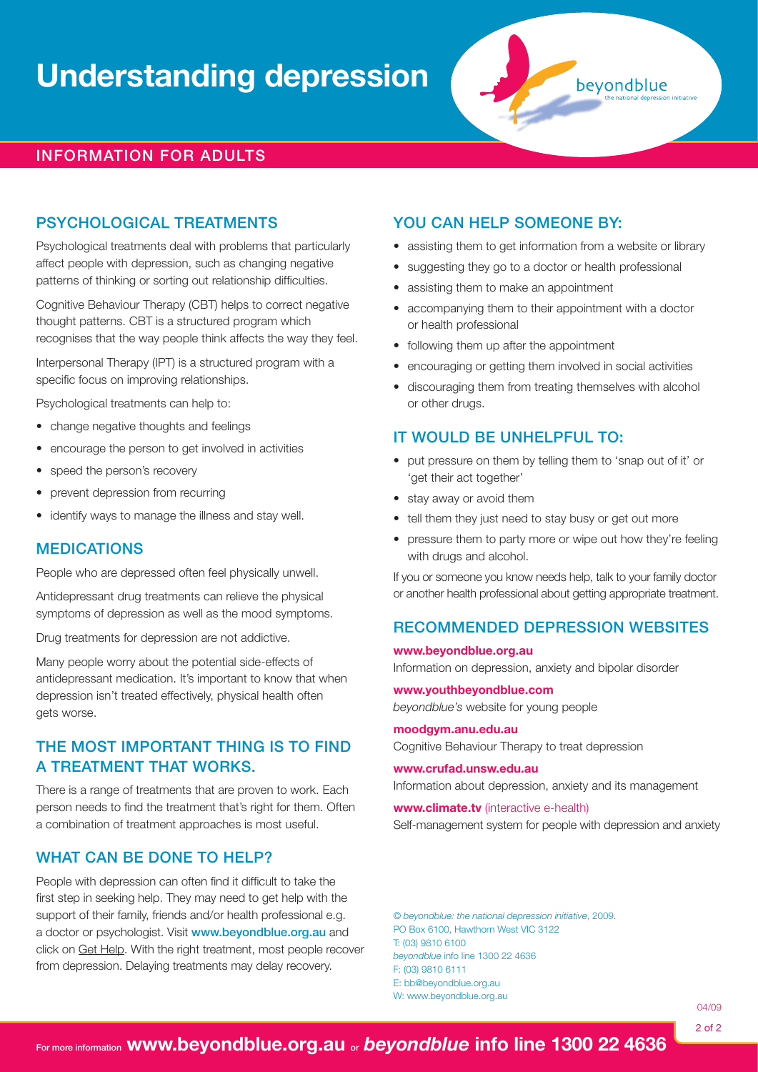# Understanding depression

## INFORMATION FOR ADULTS

## PSYCHOLOGICAL TREATMENTS

Psychological treatments deal with problems that particularly affect people with depression, such as changing negative patterns of thinking or sorting out relationship difficulties.

Cognitive Behaviour Therapy (CBT) helps to correct negative thought patterns. CBT is a structured program which recognises that the way people think affects the way they feel.

Interpersonal Therapy (IPT) is a structured program with a specific focus on improving relationships.

Psychological treatments can help to:

- change negative thoughts and feelings
- encourage the person to get involved in activities
- speed the person's recovery
- prevent depression from recurring
- identify ways to manage the illness and stay well.

## MEDICATIONS

People who are depressed often feel physically unwell.

Antidepressant drug treatments can relieve the physical symptoms of depression as well as the mood symptoms.

Drug treatments for depression are not addictive.

Many people worry about the potential side-effects of antidepressant medication. It's important to know that when depression isn't treated effectively, physical health often gets worse.

## THE MOST IMPORTANT THING IS TO FIND A TREATMENT THAT WORKS.

There is a range of treatments that are proven to work. Each person needs to find the treatment that's right for them. Often a combination of treatment approaches is most useful.

## WHAT CAN BE DONE TO HELP?

People with depression can often find it difficult to take the first step in seeking help. They may need to get help with the support of their family, friends and/or health professional e.g. a doctor or psychologist. Visit **www.beyondblue.org.au** and click on Get Help. With the right treatment, most people recover from depression. Delaying treatments may delay recovery.

## YOU CAN HELP SOMEONE BY:

- assisting them to get information from a website or library
- suggesting they go to a doctor or health professional
- assisting them to make an appointment
- accompanying them to their appointment with a doctor or health professional
- following them up after the appointment
- encouraging or getting them involved in social activities
- discouraging them from treating themselves with alcohol or other drugs.

## IT WOULD BE UNHELPFUL TO:

- put pressure on them by telling them to 'snap out of it' or 'get their act together'
- stay away or avoid them
- tell them they just need to stay busy or get out more
- pressure them to party more or wipe out how they're feeling with drugs and alcohol.

If you or someone you know needs help, talk to your family doctor or another health professional about getting appropriate treatment.

## RECOMMENDED DEPRESSION WEBSITES

**www.beyondblue.org.au**
Information on depression, anxiety and bipolar disorder

**www.youthbeyondblue.com**
*beyondblue's* website for young people

**moodgym.anu.edu.au**
Cognitive Behaviour Therapy to treat depression

**www.crufad.unsw.edu.au**
Information about depression, anxiety and its management

**www.climate.tv** (interactive e-health)
Self-management system for people with depression and anxiety

© *beyondblue: the national depression initiative*, 2009.
PO Box 6100, Hawthorn West VIC 3122
T: (03) 9810 6100
*beyondblue* info line 1300 22 4636
F: (03) 9810 6111
E: bb@beyondblue.org.au
W: www.beyondblue.org.au

04/09

For more information **www.beyondblue.org.au** or ***beyondblue* info line 1300 22 4636**